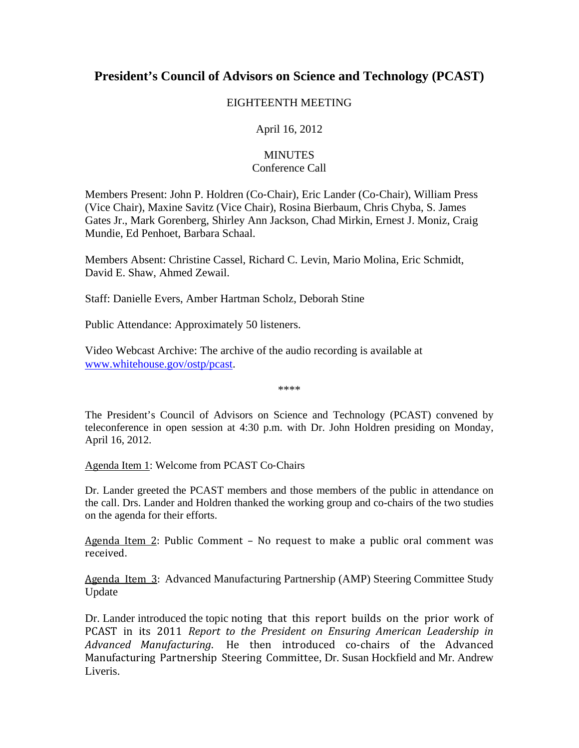# President's Council of Advisors on Science and Technology (PCAST)

EIGHTEENTH MEETING

April 16, 2012

MINUTES
Conference Call

Members Present: John P. Holdren (Co-Chair), Eric Lander (Co-Chair), William Press (Vice Chair), Maxine Savitz (Vice Chair), Rosina Bierbaum, Chris Chyba, S. James Gates Jr., Mark Gorenberg, Shirley Ann Jackson, Chad Mirkin, Ernest J. Moniz, Craig Mundie, Ed Penhoet, Barbara Schaal.

Members Absent: Christine Cassel, Richard C. Levin, Mario Molina, Eric Schmidt, David E. Shaw, Ahmed Zewail.

Staff: Danielle Evers, Amber Hartman Scholz, Deborah Stine

Public Attendance: Approximately 50 listeners.

Video Webcast Archive: The archive of the audio recording is available at [www.whitehouse.gov/ostp/pcast](www.whitehouse.gov/ostp/pcast).

****

The President's Council of Advisors on Science and Technology (PCAST) convened by teleconference in open session at 4:30 p.m. with Dr. John Holdren presiding on Monday, April 16, 2012.

Agenda Item 1: Welcome from PCAST Co-Chairs

Dr. Lander greeted the PCAST members and those members of the public in attendance on the call. Drs. Lander and Holdren thanked the working group and co-chairs of the two studies on the agenda for their efforts.

Agenda Item 2: Public Comment – No request to make a public oral comment was received.

Agenda Item 3: Advanced Manufacturing Partnership (AMP) Steering Committee Study Update

Dr. Lander introduced the topic noting that this report builds on the prior work of PCAST in its 2011 *Report to the President on Ensuring American Leadership in Advanced Manufacturing.* He then introduced co-chairs of the Advanced Manufacturing Partnership Steering Committee, Dr. Susan Hockfield and Mr. Andrew Liveris.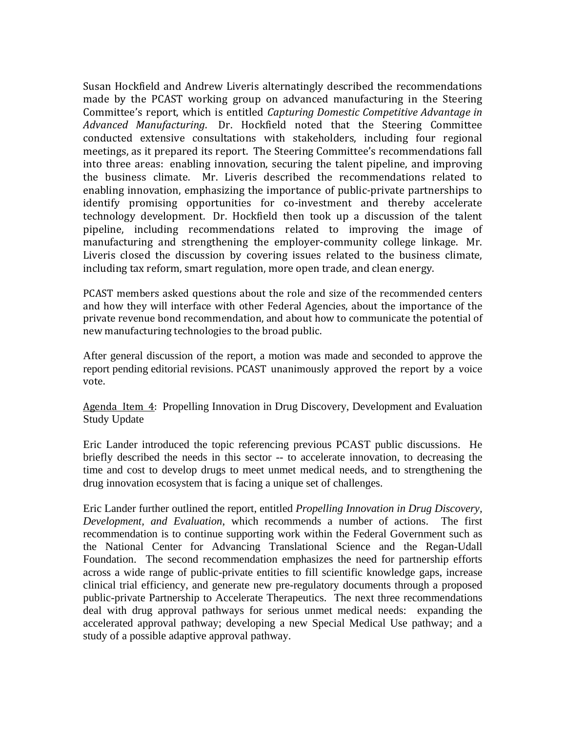Susan Hockfield and Andrew Liveris alternatingly described the recommendations made by the PCAST working group on advanced manufacturing in the Steering Committee's report, which is entitled *Capturing Domestic Competitive Advantage in Advanced Manufacturing*. Dr. Hockfield noted that the Steering Committee conducted extensive consultations with stakeholders, including four regional meetings, as it prepared its report. The Steering Committee's recommendations fall into three areas: enabling innovation, securing the talent pipeline, and improving the business climate. Mr. Liveris described the recommendations related to enabling innovation, emphasizing the importance of public-private partnerships to identify promising opportunities for co-investment and thereby accelerate technology development. Dr. Hockfield then took up a discussion of the talent pipeline, including recommendations related to improving the image of manufacturing and strengthening the employer-community college linkage. Mr. Liveris closed the discussion by covering issues related to the business climate, including tax reform, smart regulation, more open trade, and clean energy.

PCAST members asked questions about the role and size of the recommended centers and how they will interface with other Federal Agencies, about the importance of the private revenue bond recommendation, and about how to communicate the potential of new manufacturing technologies to the broad public.

After general discussion of the report, a motion was made and seconded to approve the report pending editorial revisions. PCAST unanimously approved the report by a voice vote.

<u>Agenda Item 4</u>: Propelling Innovation in Drug Discovery, Development and Evaluation Study Update

Eric Lander introduced the topic referencing previous PCAST public discussions. He briefly described the needs in this sector -- to accelerate innovation, to decreasing the time and cost to develop drugs to meet unmet medical needs, and to strengthening the drug innovation ecosystem that is facing a unique set of challenges.

Eric Lander further outlined the report, entitled *Propelling Innovation in Drug Discovery, Development, and Evaluation*, which recommends a number of actions. The first recommendation is to continue supporting work within the Federal Government such as the National Center for Advancing Translational Science and the Regan-Udall Foundation. The second recommendation emphasizes the need for partnership efforts across a wide range of public-private entities to fill scientific knowledge gaps, increase clinical trial efficiency, and generate new pre-regulatory documents through a proposed public-private Partnership to Accelerate Therapeutics. The next three recommendations deal with drug approval pathways for serious unmet medical needs: expanding the accelerated approval pathway; developing a new Special Medical Use pathway; and a study of a possible adaptive approval pathway.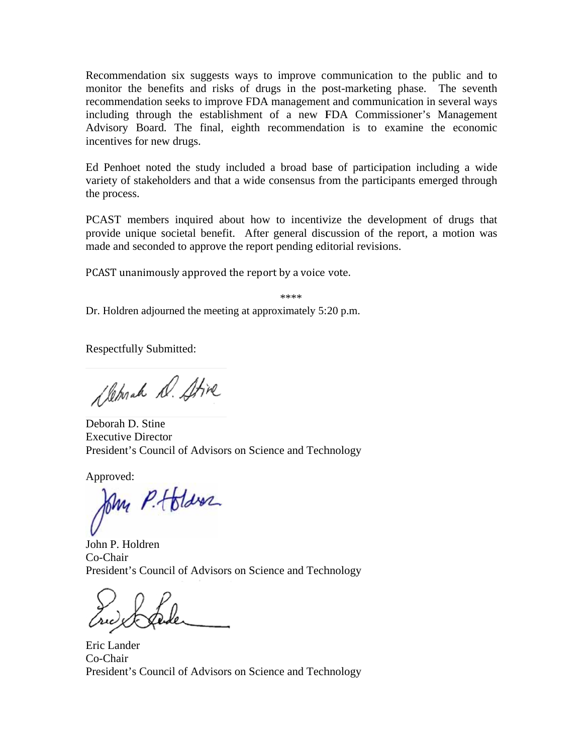Recommendation six suggests ways to improve communication to the public and to monitor the benefits and risks of drugs in the post-marketing phase. The seventh recommendation seeks to improve FDA management and communication in several ways including through the establishment of a new FDA Commissioner's Management Advisory Board. The final, eighth recommendation is to examine the economic incentives for new drugs.

Ed Penhoet noted the study included a broad base of participation including a wide variety of stakeholders and that a wide consensus from the participants emerged through the process.

PCAST members inquired about how to incentivize the development of drugs that provide unique societal benefit. After general discussion of the report, a motion was made and seconded to approve the report pending editorial revisions.

PCAST unanimously approved the report by a voice vote.

****

Dr. Holdren adjourned the meeting at approximately 5:20 p.m.

Respectfully Submitted:

Deborah D. Stine
Executive Director
President's Council of Advisors on Science and Technology

Approved:

John P. Holdren
Co-Chair
President's Council of Advisors on Science and Technology

Eric Lander
Co-Chair
President's Council of Advisors on Science and Technology